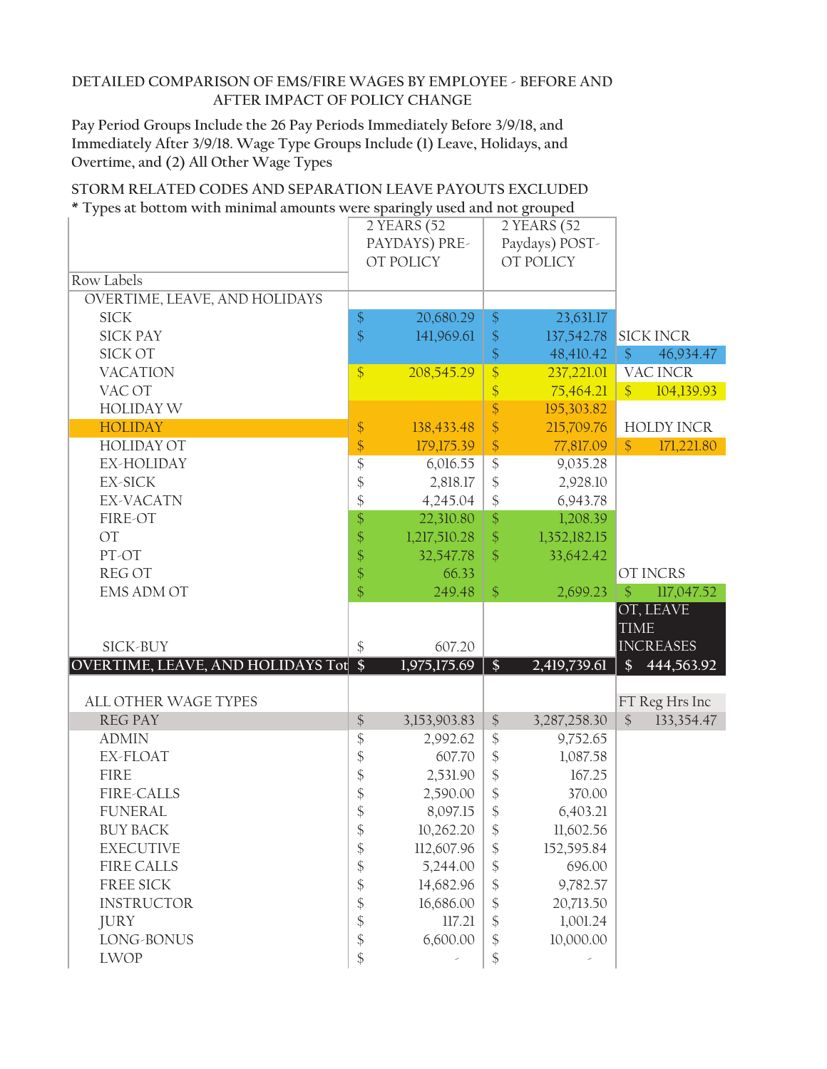DETAILED COMPARISON OF EMS/FIRE WAGES BY EMPLOYEE - BEFORE AND AFTER IMPACT OF POLICY CHANGE

Pay Period Groups Include the 26 Pay Periods Immediately Before 3/9/18, and Immediately After 3/9/18. Wage Type Groups Include (1) Leave, Holidays, and Overtime, and (2) All Other Wage Types

STORM RELATED CODES AND SEPARATION LEAVE PAYOUTS EXCLUDED

* Types at bottom with minimal amounts were sparingly used and not grouped

| Row Labels | 2 YEARS (52 PAYDAYS) PRE-OT POLICY | 2 YEARS (52 Paydays) POST-OT POLICY | |
|---|---|---|---|
| OVERTIME, LEAVE, AND HOLIDAYS | | | |
| SICK | $ 20,680.29 | $ 23,631.17 | |
| SICK PAY | $ 141,969.61 | $ 137,542.78 | SICK INCR |
| SICK OT | | $ 48,410.42 | $ 46,934.47 |
| VACATION | $ 208,545.29 | $ 237,221.01 | VAC INCR |
| VAC OT | | $ 75,464.21 | $ 104,139.93 |
| HOLIDAY W | | $ 195,303.82 | |
| HOLIDAY | $ 138,433.48 | $ 215,709.76 | HOLDY INCR |
| HOLIDAY OT | $ 179,175.39 | $ 77,817.09 | $ 171,221.80 |
| EX-HOLIDAY | $ 6,016.55 | $ 9,035.28 | |
| EX-SICK | $ 2,818.17 | $ 2,928.10 | |
| EX-VACATN | $ 4,245.04 | $ 6,943.78 | |
| FIRE-OT | $ 22,310.80 | $ 1,208.39 | |
| OT | $ 1,217,510.28 | $ 1,352,182.15 | |
| PT-OT | $ 32,547.78 | $ 33,642.42 | |
| REG OT | $ 66.33 | | OT INCRS |
| EMS ADM OT | $ 249.48 | $ 2,699.23 | $ 117,047.52 |
| SICK-BUY | $ 607.20 | | OT, LEAVE TIME INCREASES |
| OVERTIME, LEAVE, AND HOLIDAYS Tot | $ 1,975,175.69 | $ 2,419,739.61 | $ 444,563.92 |
| | | | |
| ALL OTHER WAGE TYPES | | | FT Reg Hrs Inc |
| REG PAY | $ 3,153,903.83 | $ 3,287,258.30 | $ 133,354.47 |
| ADMIN | $ 2,992.62 | $ 9,752.65 | |
| EX-FLOAT | $ 607.70 | $ 1,087.58 | |
| FIRE | $ 2,531.90 | $ 167.25 | |
| FIRE-CALLS | $ 2,590.00 | $ 370.00 | |
| FUNERAL | $ 8,097.15 | $ 6,403.21 | |
| BUY BACK | $ 10,262.20 | $ 11,602.56 | |
| EXECUTIVE | $ 112,607.96 | $ 152,595.84 | |
| FIRE CALLS | $ 5,244.00 | $ 696.00 | |
| FREE SICK | $ 14,682.96 | $ 9,782.57 | |
| INSTRUCTOR | $ 16,686.00 | $ 20,713.50 | |
| JURY | $ 117.21 | $ 1,001.24 | |
| LONG-BONUS | $ 6,600.00 | $ 10,000.00 | |
| LWOP | $ - | $ - | |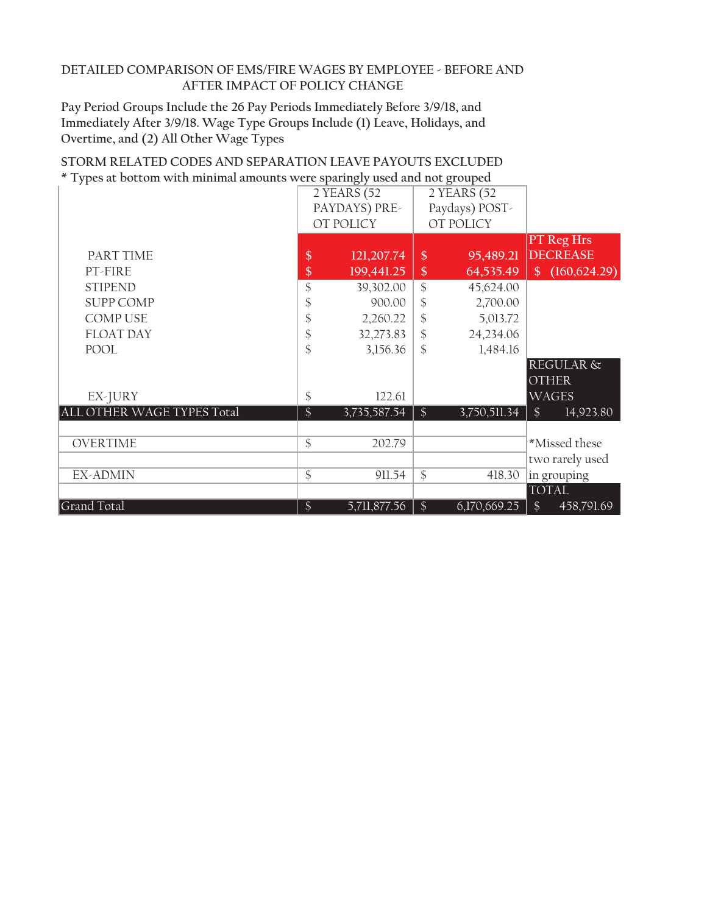DETAILED COMPARISON OF EMS/FIRE WAGES BY EMPLOYEE - BEFORE AND AFTER IMPACT OF POLICY CHANGE

Pay Period Groups Include the 26 Pay Periods Immediately Before 3/9/18, and Immediately After 3/9/18. Wage Type Groups Include (1) Leave, Holidays, and Overtime, and (2) All Other Wage Types

STORM RELATED CODES AND SEPARATION LEAVE PAYOUTS EXCLUDED

* Types at bottom with minimal amounts were sparingly used and not grouped

| | 2 YEARS (52 PAYDAYS) PRE-OT POLICY | 2 YEARS (52 Paydays) POST-OT POLICY | |
|---|---|---|---|
| PART TIME | $ 121,207.74 | $ 95,489.21 | PT Reg Hrs DECREASE |
| PT-FIRE | $ 199,441.25 | $ 64,535.49 | $ (160,624.29) |
| STIPEND | $ 39,302.00 | $ 45,624.00 | |
| SUPP COMP | $ 900.00 | $ 2,700.00 | |
| COMP USE | $ 2,260.22 | $ 5,013.72 | |
| FLOAT DAY | $ 32,273.83 | $ 24,234.06 | |
| POOL | $ 3,156.36 | $ 1,484.16 | |
| EX-JURY | $ 122.61 | | REGULAR & OTHER WAGES |
| ALL OTHER WAGE TYPES Total | $ 3,735,587.54 | $ 3,750,511.34 | $ 14,923.80 |
| | | | |
| OVERTIME | $ 202.79 | | *Missed these two rarely used in grouping |
| | | | |
| EX-ADMIN | $ 911.54 | $ 418.30 | |
| | | | TOTAL |
| Grand Total | $ 5,711,877.56 | $ 6,170,669.25 | $ 458,791.69 |